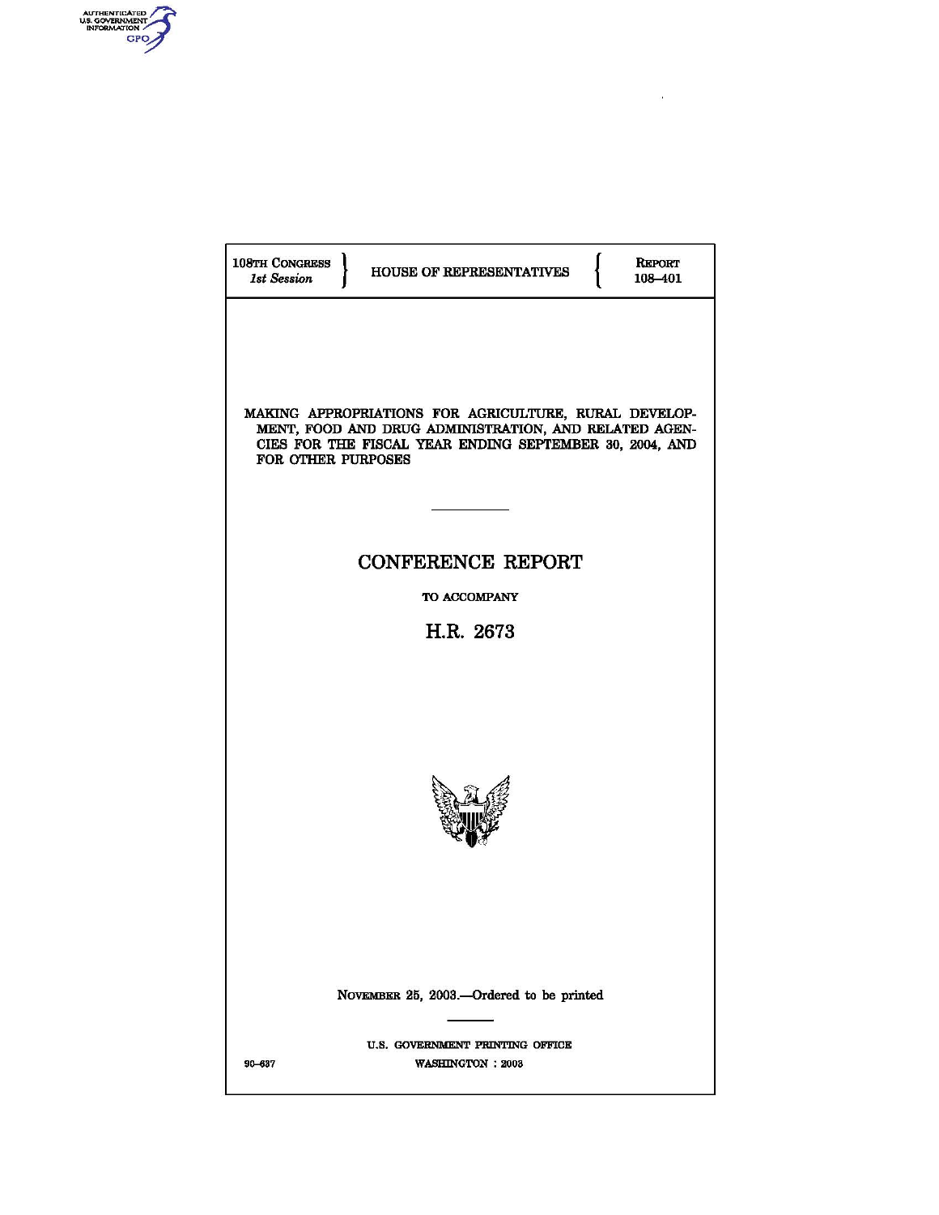AUTHENTICATED U.S. GOVERNMENT INFORMATION GPO

| 108TH CONGRESS *1st Session* | HOUSE OF REPRESENTATIVES | REPORT 108–401 |
|---|---|---|

# MAKING APPROPRIATIONS FOR AGRICULTURE, RURAL DEVELOPMENT, FOOD AND DRUG ADMINISTRATION, AND RELATED AGENCIES FOR THE FISCAL YEAR ENDING SEPTEMBER 30, 2004, AND FOR OTHER PURPOSES

---

## CONFERENCE REPORT

TO ACCOMPANY

## H.R. 2673

NOVEMBER 25, 2003.—Ordered to be printed

---

U.S. GOVERNMENT PRINTING OFFICE

90–637 WASHINGTON : 2003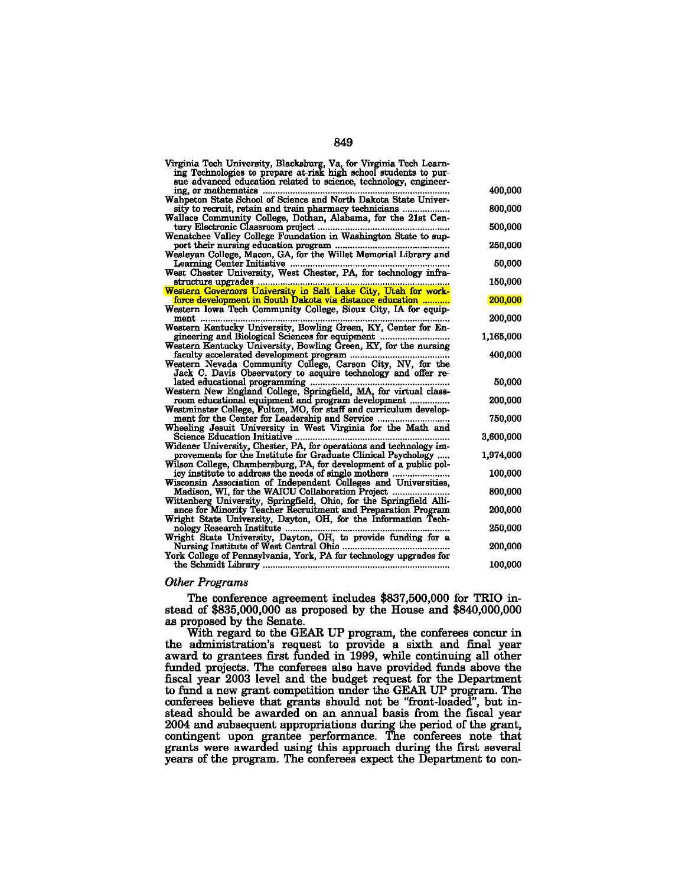| | |
|---|---|
| Virginia Tech University, Blacksburg, Va, for Virginia Tech Learning Technologies to prepare at-risk high school students to pursue advanced education related to science, technology, engineering, or mathematics | 400,000 |
| Wahpeton State School of Science and North Dakota State University to recruit, retain and train pharmacy technicians | 800,000 |
| Wallace Community College, Dothan, Alabama, for the 21st Century Electronic Classroom project | 500,000 |
| Wenatchee Valley College Foundation in Washington State to support their nursing education program | 250,000 |
| Wesleyan College, Macon, GA, for the Willet Memorial Library and Learning Center Initiative | 50,000 |
| West Chester University, West Chester, PA, for technology infrastructure upgrades | 150,000 |
| Western Governors University in Salt Lake City, Utah for workforce development in South Dakota via distance education | 200,000 |
| Western Iowa Tech Community College, Sioux City, IA for equipment | 200,000 |
| Western Kentucky University, Bowling Green, KY, Center for Engineering and Biological Sciences for equipment | 1,165,000 |
| Western Kentucky University, Bowling Green, KY, for the nursing faculty accelerated development program | 400,000 |
| Western Nevada Community College, Carson City, NV, for the Jack C. Davis Observatory to acquire technology and offer related educational programming | 50,000 |
| Western New England College, Springfield, MA, for virtual classroom educational equipment and program development | 200,000 |
| Westminster College, Fulton, MO, for staff and curriculum development for the Center for Leadership and Service | 750,000 |
| Wheeling Jesuit University in West Virginia for the Math and Science Education Initiative | 3,600,000 |
| Widener University, Chester, PA, for operations and technology improvements for the Institute for Graduate Clinical Psychology | 1,974,000 |
| Wilson College, Chambersburg, PA, for development of a public policy institute to address the needs of single mothers | 100,000 |
| Wisconsin Association of Independent Colleges and Universities, Madison, WI, for the WAICU Collaboration Project | 800,000 |
| Wittenberg University, Springfield, Ohio, for the Springfield Alliance for Minority Teacher Recruitment and Preparation Program | 200,000 |
| Wright State University, Dayton, OH, for the Information Technology Research Institute | 250,000 |
| Wright State University, Dayton, OH, to provide funding for a Nursing Institute of West Central Ohio | 200,000 |
| York College of Pennsylvania, York, PA for technology upgrades for the Schmidt Library | 100,000 |

*Other Programs*

The conference agreement includes $837,500,000 for TRIO instead of $835,000,000 as proposed by the House and $840,000,000 as proposed by the Senate.

With regard to the GEAR UP program, the conferees concur in the administration's request to provide a sixth and final year award to grantees first funded in 1999, while continuing all other funded projects. The conferees also have provided funds above the fiscal year 2003 level and the budget request for the Department to fund a new grant competition under the GEAR UP program. The conferees believe that grants should not be "front-loaded", but instead should be awarded on an annual basis from the fiscal year 2004 and subsequent appropriations during the period of the grant, contingent upon grantee performance. The conferees note that grants were awarded using this approach during the first several years of the program. The conferees expect the Department to con-